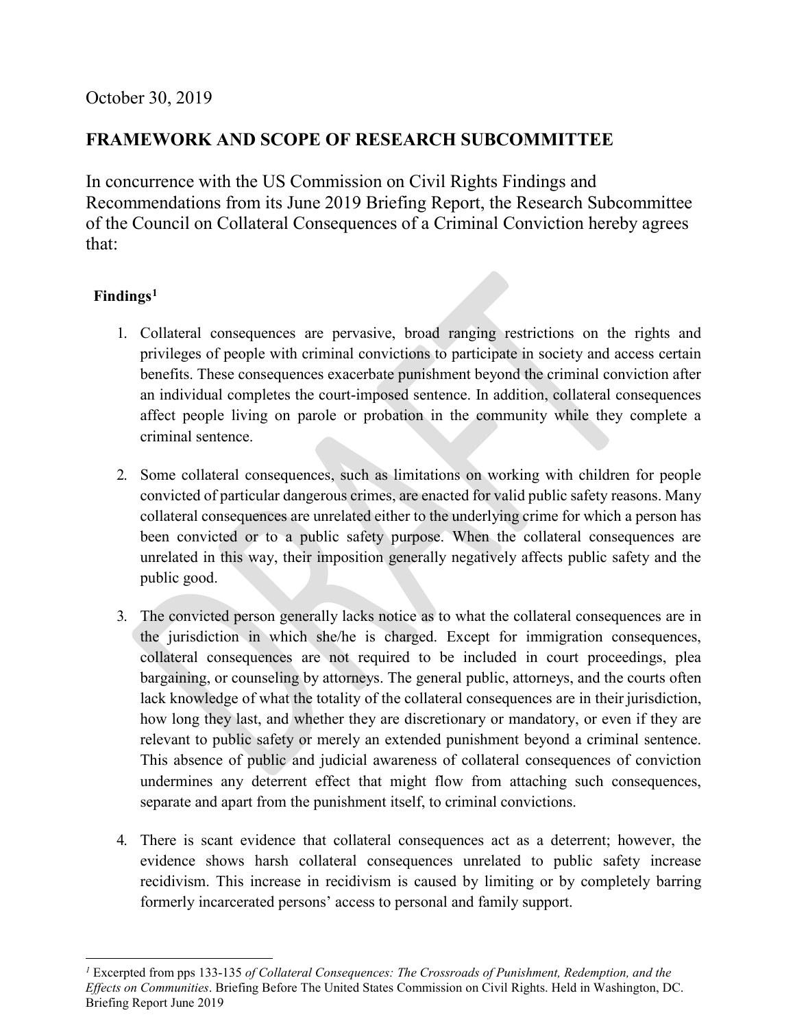October 30, 2019

## FRAMEWORK AND SCOPE OF RESEARCH SUBCOMMITTEE

In concurrence with the US Commission on Civil Rights Findings and Recommendations from its June 2019 Briefing Report, the Research Subcommittee of the Council on Collateral Consequences of a Criminal Conviction hereby agrees that:

### Findings[1]

1. Collateral consequences are pervasive, broad ranging restrictions on the rights and privileges of people with criminal convictions to participate in society and access certain benefits. These consequences exacerbate punishment beyond the criminal conviction after an individual completes the court-imposed sentence. In addition, collateral consequences affect people living on parole or probation in the community while they complete a criminal sentence.

2. Some collateral consequences, such as limitations on working with children for people convicted of particular dangerous crimes, are enacted for valid public safety reasons. Many collateral consequences are unrelated either to the underlying crime for which a person has been convicted or to a public safety purpose. When the collateral consequences are unrelated in this way, their imposition generally negatively affects public safety and the public good.

3. The convicted person generally lacks notice as to what the collateral consequences are in the jurisdiction in which she/he is charged. Except for immigration consequences, collateral consequences are not required to be included in court proceedings, plea bargaining, or counseling by attorneys. The general public, attorneys, and the courts often lack knowledge of what the totality of the collateral consequences are in their jurisdiction, how long they last, and whether they are discretionary or mandatory, or even if they are relevant to public safety or merely an extended punishment beyond a criminal sentence. This absence of public and judicial awareness of collateral consequences of conviction undermines any deterrent effect that might flow from attaching such consequences, separate and apart from the punishment itself, to criminal convictions.

4. There is scant evidence that collateral consequences act as a deterrent; however, the evidence shows harsh collateral consequences unrelated to public safety increase recidivism. This increase in recidivism is caused by limiting or by completely barring formerly incarcerated persons' access to personal and family support.

---

[1] Excerpted from pps 133-135 *of Collateral Consequences: The Crossroads of Punishment, Redemption, and the Effects on Communities*. Briefing Before The United States Commission on Civil Rights. Held in Washington, DC. Briefing Report June 2019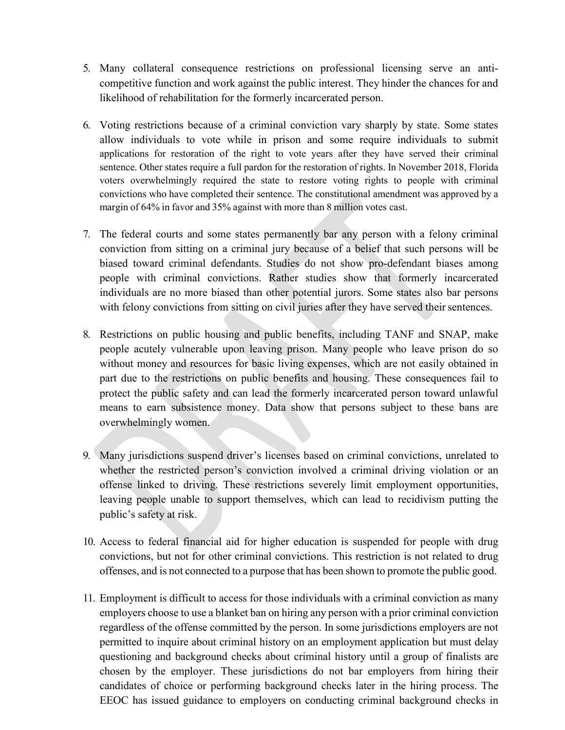5. Many collateral consequence restrictions on professional licensing serve an anti-competitive function and work against the public interest. They hinder the chances for and likelihood of rehabilitation for the formerly incarcerated person.

6. Voting restrictions because of a criminal conviction vary sharply by state. Some states allow individuals to vote while in prison and some require individuals to submit applications for restoration of the right to vote years after they have served their criminal sentence. Other states require a full pardon for the restoration of rights. In November 2018, Florida voters overwhelmingly required the state to restore voting rights to people with criminal convictions who have completed their sentence. The constitutional amendment was approved by a margin of 64% in favor and 35% against with more than 8 million votes cast.

7. The federal courts and some states permanently bar any person with a felony criminal conviction from sitting on a criminal jury because of a belief that such persons will be biased toward criminal defendants. Studies do not show pro-defendant biases among people with criminal convictions. Rather studies show that formerly incarcerated individuals are no more biased than other potential jurors. Some states also bar persons with felony convictions from sitting on civil juries after they have served their sentences.

8. Restrictions on public housing and public benefits, including TANF and SNAP, make people acutely vulnerable upon leaving prison. Many people who leave prison do so without money and resources for basic living expenses, which are not easily obtained in part due to the restrictions on public benefits and housing. These consequences fail to protect the public safety and can lead the formerly incarcerated person toward unlawful means to earn subsistence money. Data show that persons subject to these bans are overwhelmingly women.

9. Many jurisdictions suspend driver's licenses based on criminal convictions, unrelated to whether the restricted person's conviction involved a criminal driving violation or an offense linked to driving. These restrictions severely limit employment opportunities, leaving people unable to support themselves, which can lead to recidivism putting the public's safety at risk.

10. Access to federal financial aid for higher education is suspended for people with drug convictions, but not for other criminal convictions. This restriction is not related to drug offenses, and is not connected to a purpose that has been shown to promote the public good.

11. Employment is difficult to access for those individuals with a criminal conviction as many employers choose to use a blanket ban on hiring any person with a prior criminal conviction regardless of the offense committed by the person. In some jurisdictions employers are not permitted to inquire about criminal history on an employment application but must delay questioning and background checks about criminal history until a group of finalists are chosen by the employer. These jurisdictions do not bar employers from hiring their candidates of choice or performing background checks later in the hiring process. The EEOC has issued guidance to employers on conducting criminal background checks in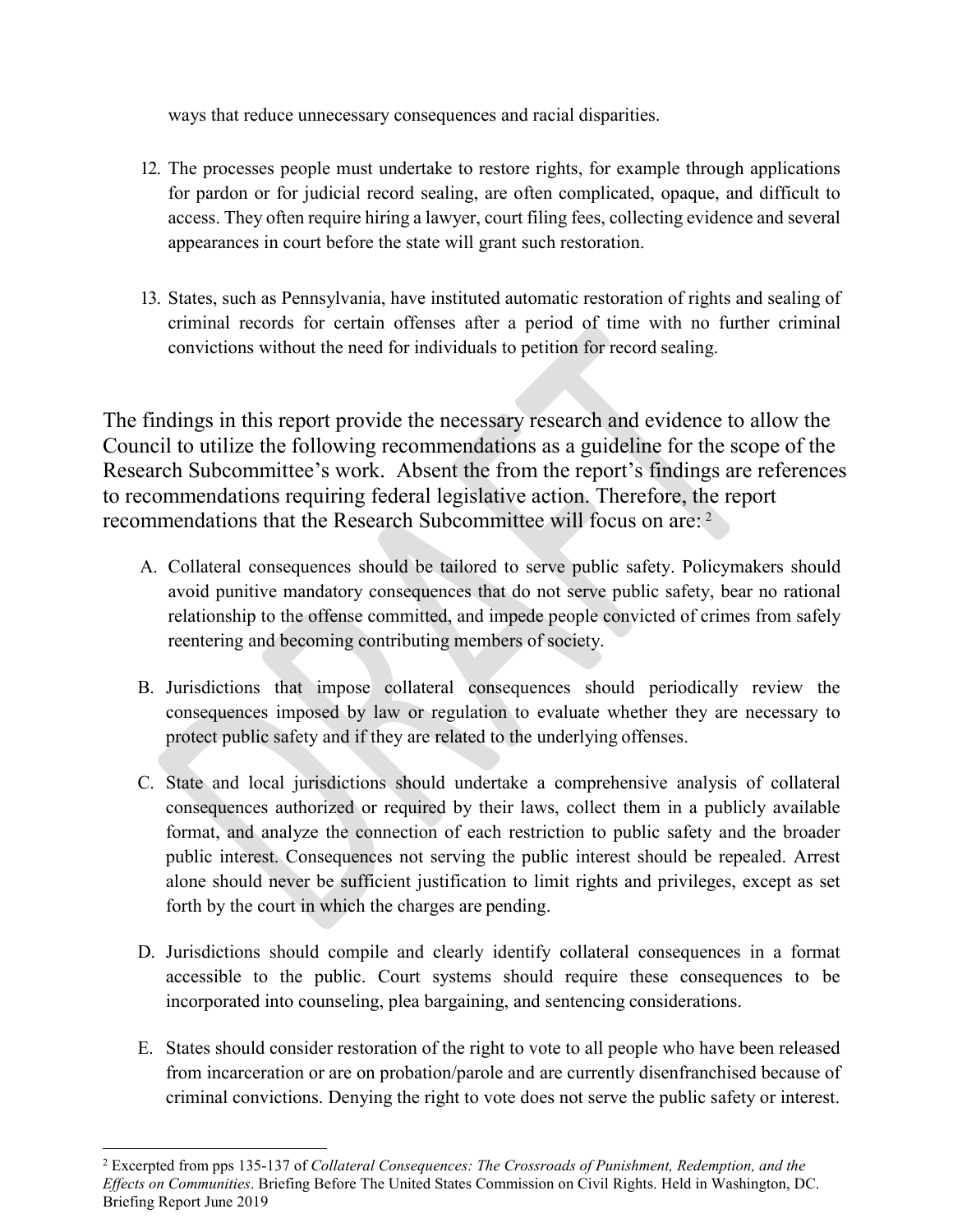ways that reduce unnecessary consequences and racial disparities.

12. The processes people must undertake to restore rights, for example through applications for pardon or for judicial record sealing, are often complicated, opaque, and difficult to access. They often require hiring a lawyer, court filing fees, collecting evidence and several appearances in court before the state will grant such restoration.

13. States, such as Pennsylvania, have instituted automatic restoration of rights and sealing of criminal records for certain offenses after a period of time with no further criminal convictions without the need for individuals to petition for record sealing.

The findings in this report provide the necessary research and evidence to allow the Council to utilize the following recommendations as a guideline for the scope of the Research Subcommittee's work. Absent the from the report's findings are references to recommendations requiring federal legislative action. Therefore, the report recommendations that the Research Subcommittee will focus on are: [2]

A. Collateral consequences should be tailored to serve public safety. Policymakers should avoid punitive mandatory consequences that do not serve public safety, bear no rational relationship to the offense committed, and impede people convicted of crimes from safely reentering and becoming contributing members of society.

B. Jurisdictions that impose collateral consequences should periodically review the consequences imposed by law or regulation to evaluate whether they are necessary to protect public safety and if they are related to the underlying offenses.

C. State and local jurisdictions should undertake a comprehensive analysis of collateral consequences authorized or required by their laws, collect them in a publicly available format, and analyze the connection of each restriction to public safety and the broader public interest. Consequences not serving the public interest should be repealed. Arrest alone should never be sufficient justification to limit rights and privileges, except as set forth by the court in which the charges are pending.

D. Jurisdictions should compile and clearly identify collateral consequences in a format accessible to the public. Court systems should require these consequences to be incorporated into counseling, plea bargaining, and sentencing considerations.

E. States should consider restoration of the right to vote to all people who have been released from incarceration or are on probation/parole and are currently disenfranchised because of criminal convictions. Denying the right to vote does not serve the public safety or interest.

---

[2] Excerpted from pps 135-137 of *Collateral Consequences: The Crossroads of Punishment, Redemption, and the Effects on Communities*. Briefing Before The United States Commission on Civil Rights. Held in Washington, DC. Briefing Report June 2019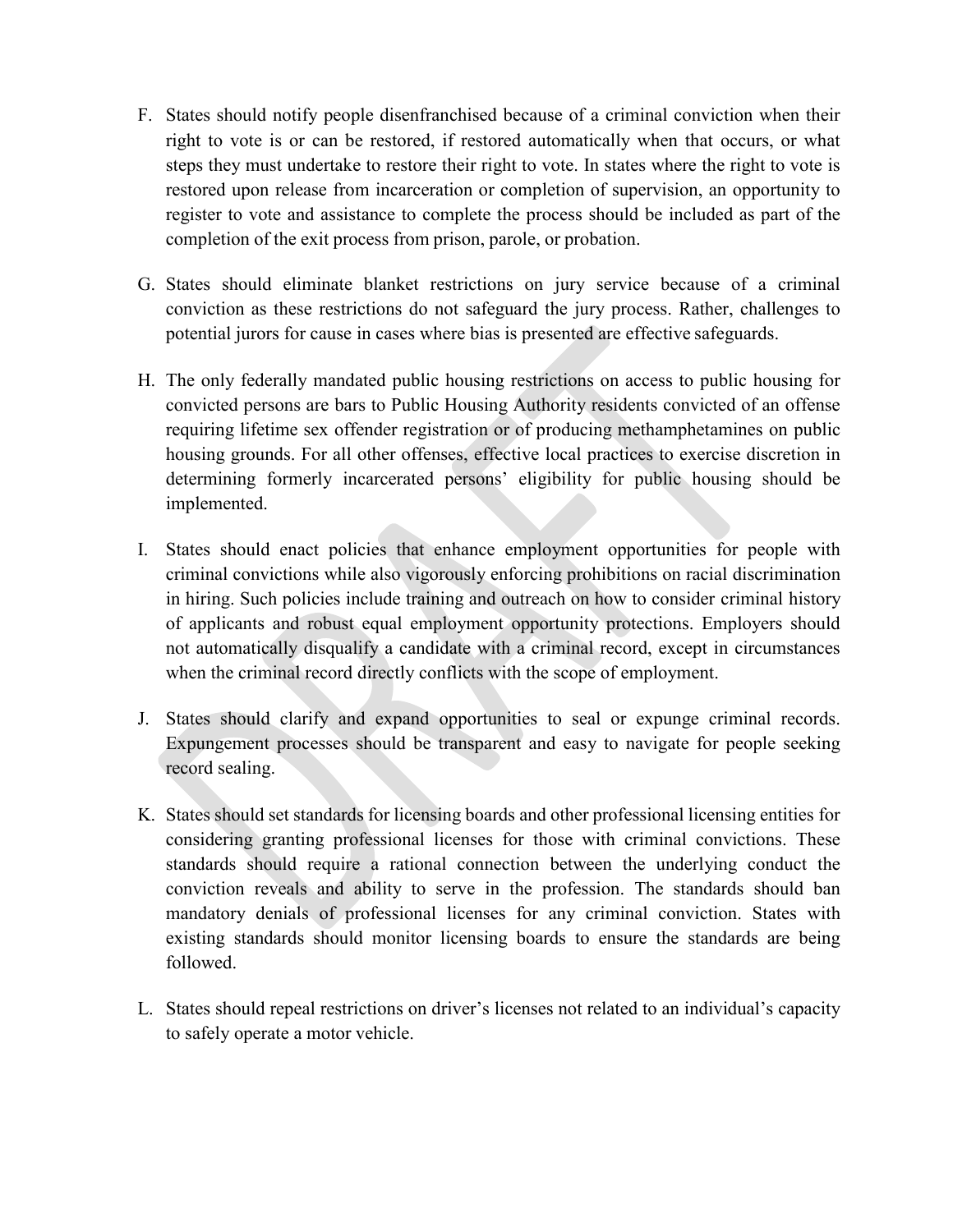F. States should notify people disenfranchised because of a criminal conviction when their right to vote is or can be restored, if restored automatically when that occurs, or what steps they must undertake to restore their right to vote. In states where the right to vote is restored upon release from incarceration or completion of supervision, an opportunity to register to vote and assistance to complete the process should be included as part of the completion of the exit process from prison, parole, or probation.

G. States should eliminate blanket restrictions on jury service because of a criminal conviction as these restrictions do not safeguard the jury process. Rather, challenges to potential jurors for cause in cases where bias is presented are effective safeguards.

H. The only federally mandated public housing restrictions on access to public housing for convicted persons are bars to Public Housing Authority residents convicted of an offense requiring lifetime sex offender registration or of producing methamphetamines on public housing grounds. For all other offenses, effective local practices to exercise discretion in determining formerly incarcerated persons' eligibility for public housing should be implemented.

I. States should enact policies that enhance employment opportunities for people with criminal convictions while also vigorously enforcing prohibitions on racial discrimination in hiring. Such policies include training and outreach on how to consider criminal history of applicants and robust equal employment opportunity protections. Employers should not automatically disqualify a candidate with a criminal record, except in circumstances when the criminal record directly conflicts with the scope of employment.

J. States should clarify and expand opportunities to seal or expunge criminal records. Expungement processes should be transparent and easy to navigate for people seeking record sealing.

K. States should set standards for licensing boards and other professional licensing entities for considering granting professional licenses for those with criminal convictions. These standards should require a rational connection between the underlying conduct the conviction reveals and ability to serve in the profession. The standards should ban mandatory denials of professional licenses for any criminal conviction. States with existing standards should monitor licensing boards to ensure the standards are being followed.

L. States should repeal restrictions on driver's licenses not related to an individual's capacity to safely operate a motor vehicle.